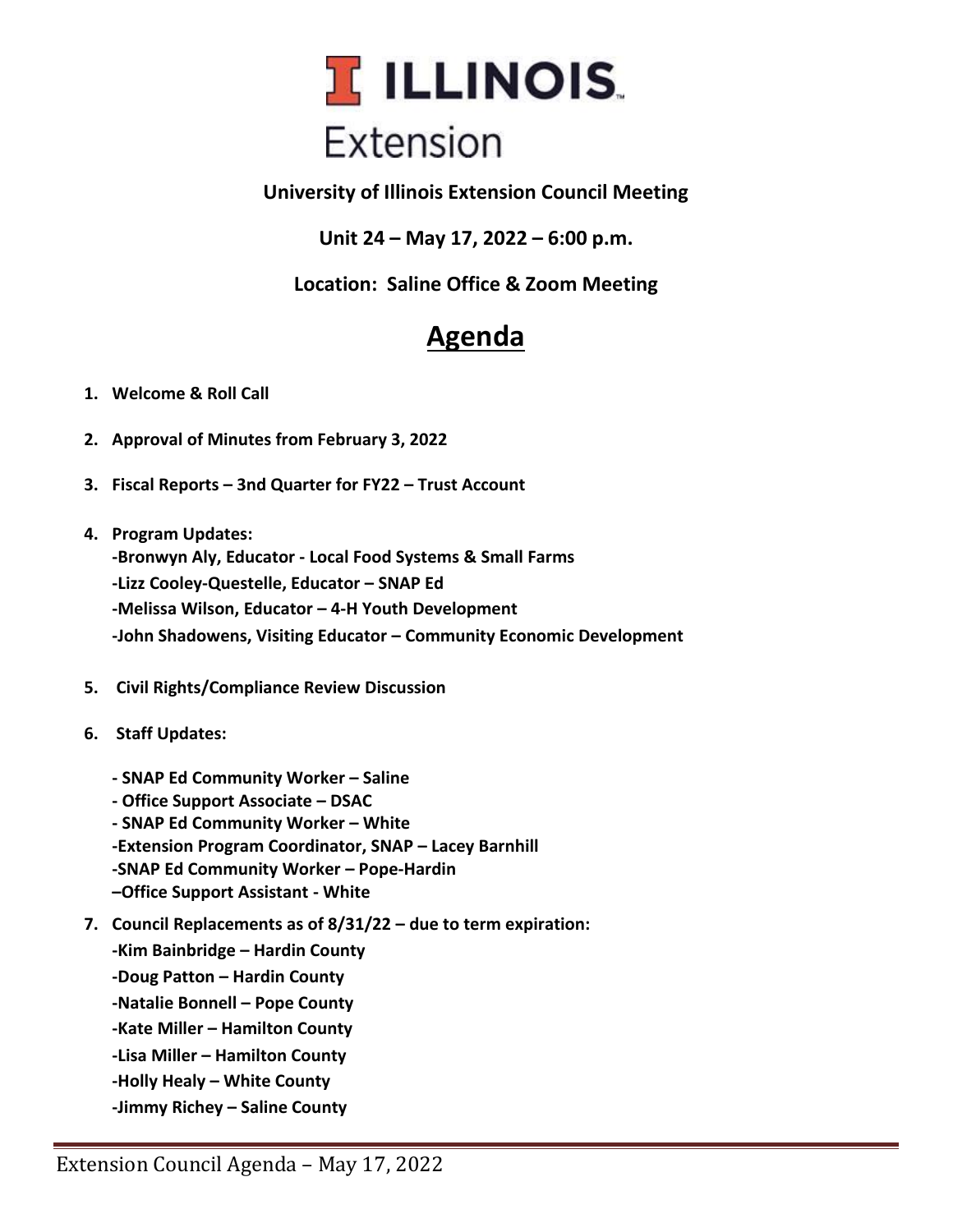# ILLINOIS Extension

**University of Illinois Extension Council Meeting**

**Unit 24 – May 17, 2022 – 6:00 p.m.**

**Location: Saline Office & Zoom Meeting**

## Agenda

1. **Welcome & Roll Call**
2. **Approval of Minutes from February 3, 2022**
3. **Fiscal Reports – 3nd Quarter for FY22 – Trust Account**
4. **Program Updates:**
   **-Bronwyn Aly, Educator - Local Food Systems & Small Farms**
   **-Lizz Cooley-Questelle, Educator – SNAP Ed**
   **-Melissa Wilson, Educator – 4-H Youth Development**
   **-John Shadowens, Visiting Educator – Community Economic Development**
5. **Civil Rights/Compliance Review Discussion**
6. **Staff Updates:**
   **- SNAP Ed Community Worker – Saline**
   **- Office Support Associate – DSAC**
   **- SNAP Ed Community Worker – White**
   **-Extension Program Coordinator, SNAP – Lacey Barnhill**
   **-SNAP Ed Community Worker – Pope-Hardin**
   **–Office Support Assistant - White**
7. **Council Replacements as of 8/31/22 – due to term expiration:**
   **-Kim Bainbridge – Hardin County**
   **-Doug Patton – Hardin County**
   **-Natalie Bonnell – Pope County**
   **-Kate Miller – Hamilton County**
   **-Lisa Miller – Hamilton County**
   **-Holly Healy – White County**
   **-Jimmy Richey – Saline County**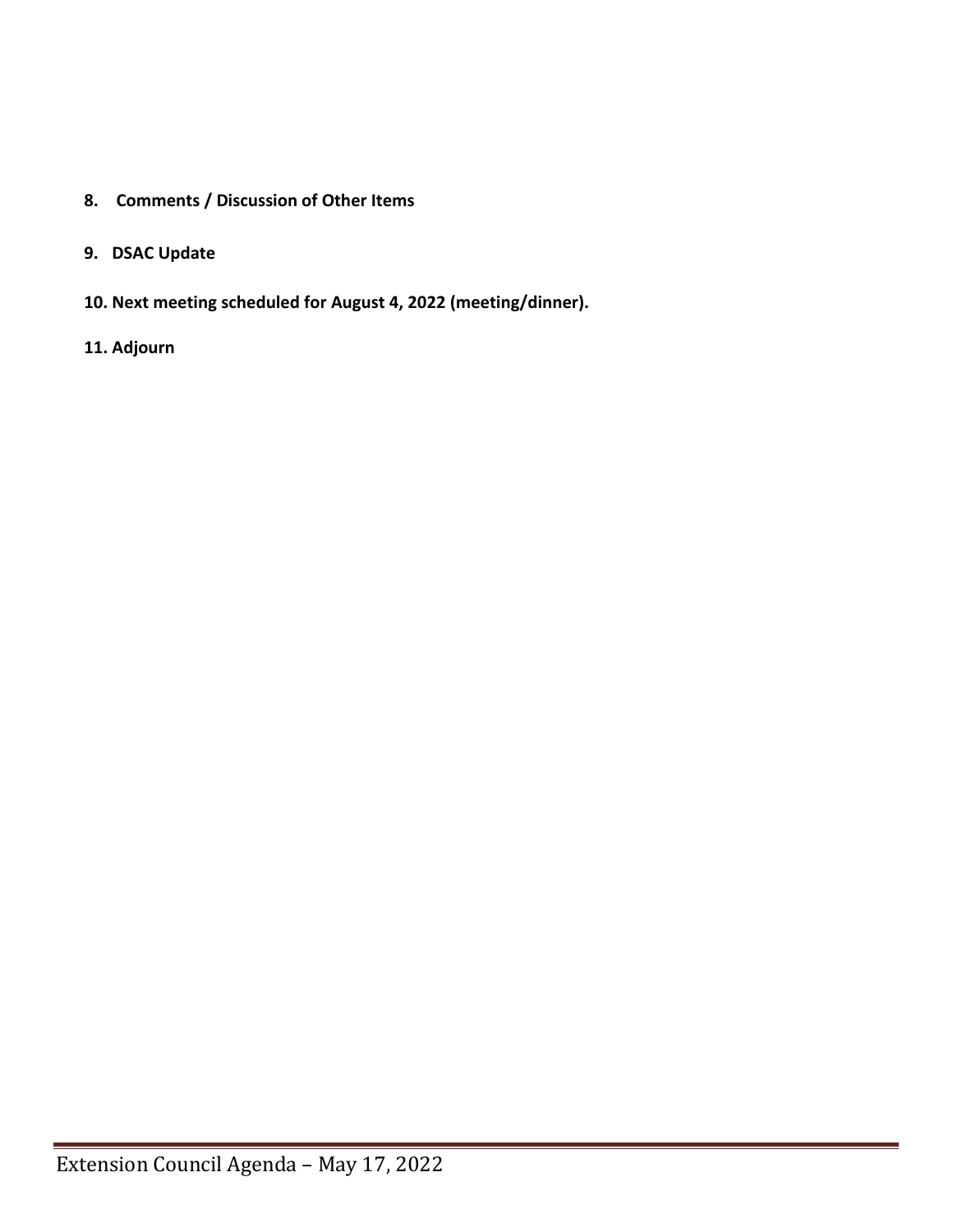**8. Comments / Discussion of Other Items**

**9. DSAC Update**

**10. Next meeting scheduled for August 4, 2022 (meeting/dinner).**

**11. Adjourn**